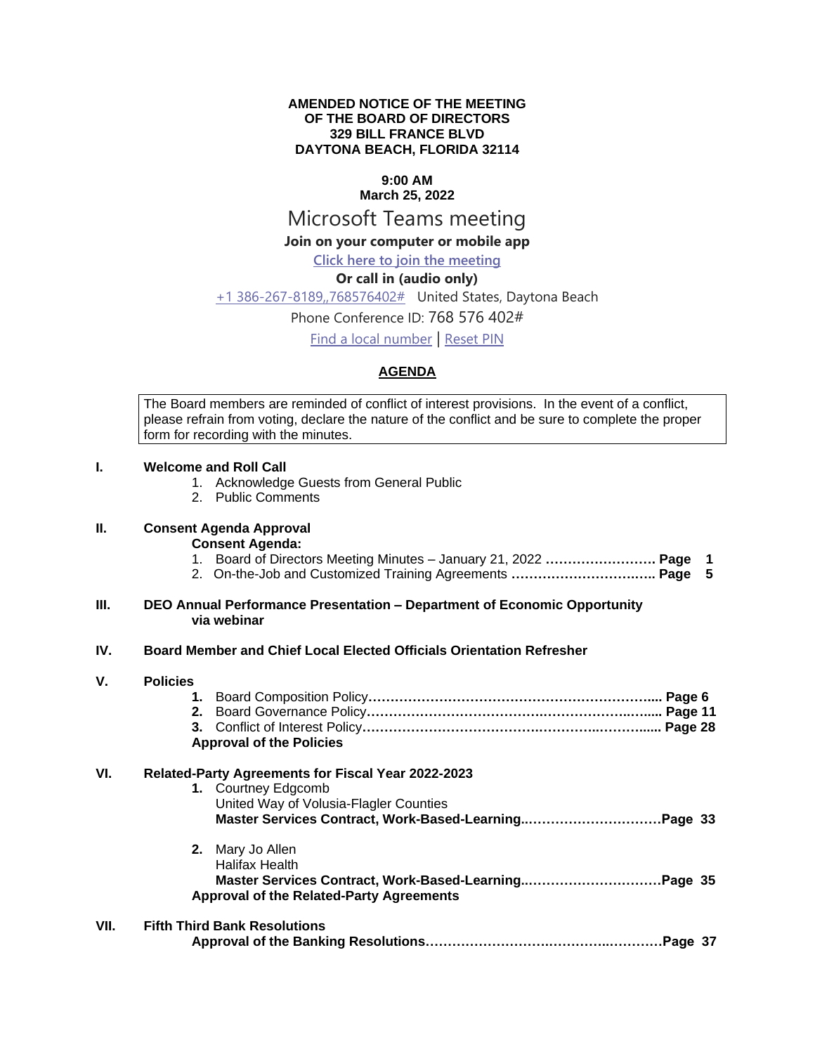**AMENDED NOTICE OF THE MEETING**
**OF THE BOARD OF DIRECTORS**
**329 BILL FRANCE BLVD**
**DAYTONA BEACH, FLORIDA 32114**

**9:00 AM**
**March 25, 2022**

Microsoft Teams meeting

**Join on your computer or mobile app**

Click here to join the meeting

**Or call in (audio only)**

+1 386-267-8189,,768576402# United States, Daytona Beach

Phone Conference ID: 768 576 402#

Find a local number | Reset PIN

## AGENDA

> The Board members are reminded of conflict of interest provisions. In the event of a conflict, please refrain from voting, declare the nature of the conflict and be sure to complete the proper form for recording with the minutes.

**I. Welcome and Roll Call**

1. Acknowledge Guests from General Public
2. Public Comments

**II. Consent Agenda Approval**

**Consent Agenda:**

1. Board of Directors Meeting Minutes – January 21, 2022 **……………………. Page 1**
2. On-the-Job and Customized Training Agreements **……………………….…. Page 5**

**III. DEO Annual Performance Presentation – Department of Economic Opportunity via webinar**

**IV. Board Member and Chief Local Elected Officials Orientation Refresher**

**V. Policies**

1. Board Composition Policy**………………………………………………………... Page 6**
2. Board Governance Policy**……………………………………………………..…... Page 11**
3. Conflict of Interest Policy**…………………………………………………….…..... Page 28**

**Approval of the Policies**

**VI. Related-Party Agreements for Fiscal Year 2022-2023**

1. Courtney Edgcomb
   United Way of Volusia-Flagler Counties
   **Master Services Contract, Work-Based-Learning..…………………………Page 33**

2. Mary Jo Allen
   Halifax Health
   **Master Services Contract, Work-Based-Learning..…………………………Page 35**

**Approval of the Related-Party Agreements**

**VII. Fifth Third Bank Resolutions**

**Approval of the Banking Resolutions……………………….………..…………Page 37**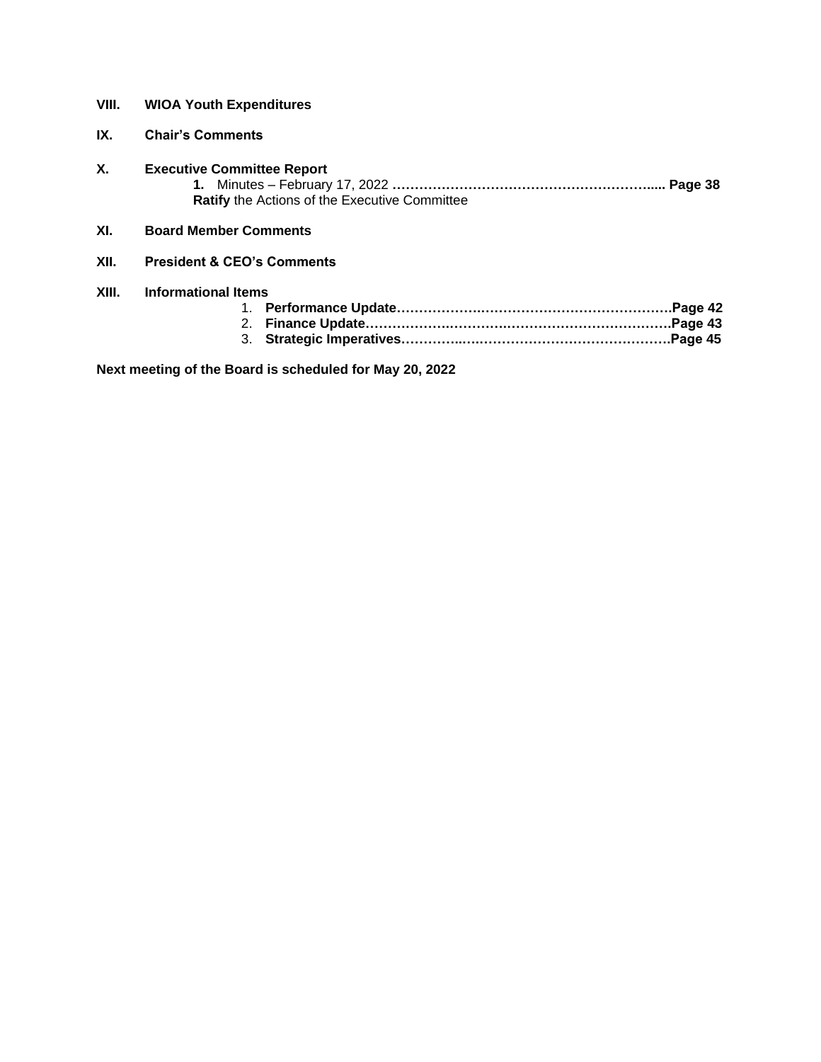**VIII. WIOA Youth Expenditures**

**IX. Chair's Comments**

**X. Executive Committee Report**

**1.** Minutes – February 17, 2022 **…………………………………………………..... Page 38**
**Ratify** the Actions of the Executive Committee

**XI. Board Member Comments**

**XII. President & CEO's Comments**

**XIII. Informational Items**

1. **Performance Update……………….…………………………………….Page 42**
2. **Finance Update……………….………….…………………………….Page 43**
3. **Strategic Imperatives…………..…..……………………………………Page 45**

**Next meeting of the Board is scheduled for May 20, 2022**